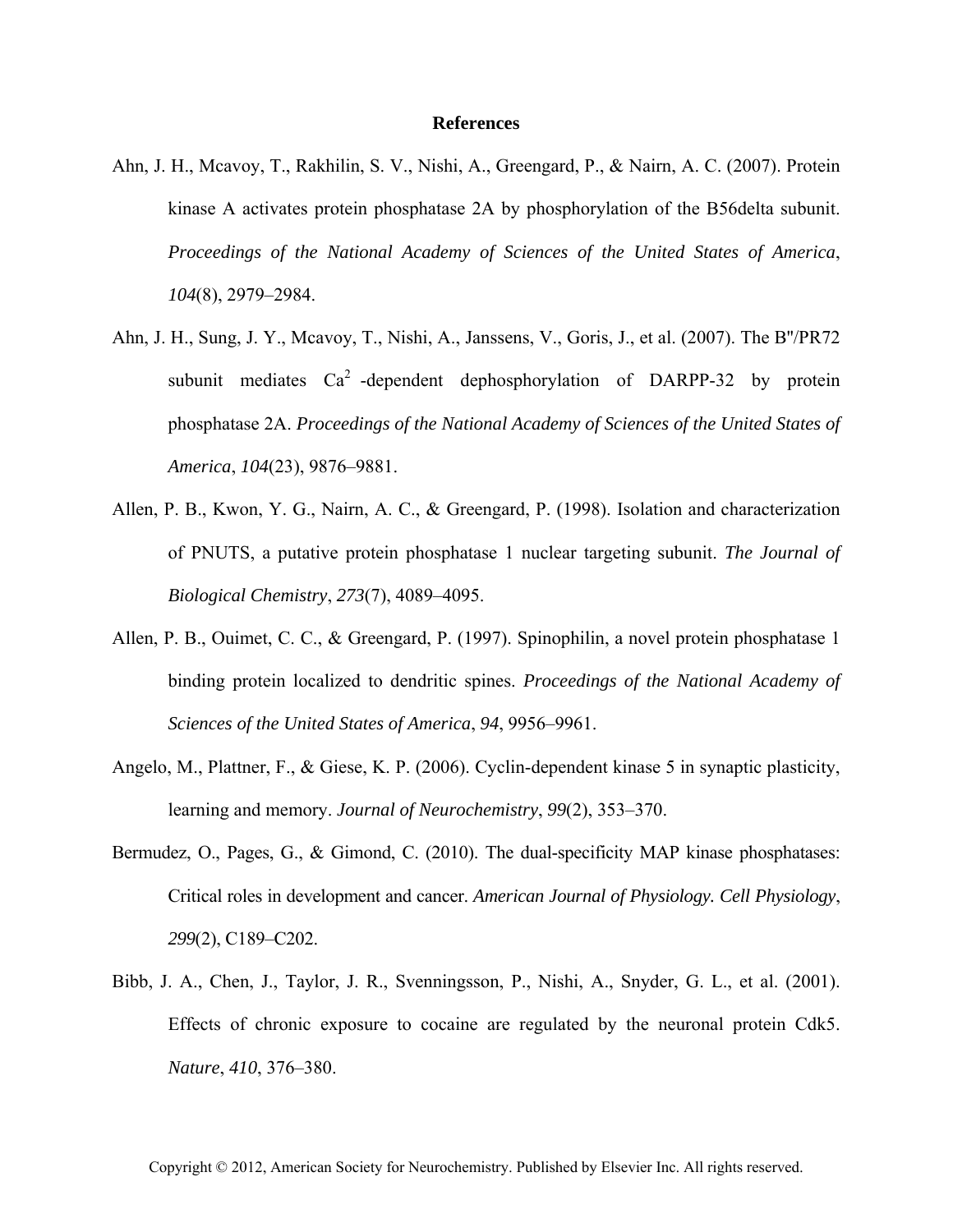**References**

Ahn, J. H., Mcavoy, T., Rakhilin, S. V., Nishi, A., Greengard, P., & Nairn, A. C. (2007). Protein kinase A activates protein phosphatase 2A by phosphorylation of the B56delta subunit. *Proceedings of the National Academy of Sciences of the United States of America*, *104*(8), 2979–2984.

Ahn, J. H., Sung, J. Y., Mcavoy, T., Nishi, A., Janssens, V., Goris, J., et al. (2007). The B''/PR72 subunit mediates $Ca^2$ -dependent dephosphorylation of DARPP-32 by protein phosphatase 2A. *Proceedings of the National Academy of Sciences of the United States of America*, *104*(23), 9876–9881.

Allen, P. B., Kwon, Y. G., Nairn, A. C., & Greengard, P. (1998). Isolation and characterization of PNUTS, a putative protein phosphatase 1 nuclear targeting subunit. *The Journal of Biological Chemistry*, *273*(7), 4089–4095.

Allen, P. B., Ouimet, C. C., & Greengard, P. (1997). Spinophilin, a novel protein phosphatase 1 binding protein localized to dendritic spines. *Proceedings of the National Academy of Sciences of the United States of America*, *94*, 9956–9961.

Angelo, M., Plattner, F., & Giese, K. P. (2006). Cyclin-dependent kinase 5 in synaptic plasticity, learning and memory. *Journal of Neurochemistry*, *99*(2), 353–370.

Bermudez, O., Pages, G., & Gimond, C. (2010). The dual-specificity MAP kinase phosphatases: Critical roles in development and cancer. *American Journal of Physiology. Cell Physiology*, *299*(2), C189–C202.

Bibb, J. A., Chen, J., Taylor, J. R., Svenningsson, P., Nishi, A., Snyder, G. L., et al. (2001). Effects of chronic exposure to cocaine are regulated by the neuronal protein Cdk5. *Nature*, *410*, 376–380.

Copyright © 2012, American Society for Neurochemistry. Published by Elsevier Inc. All rights reserved.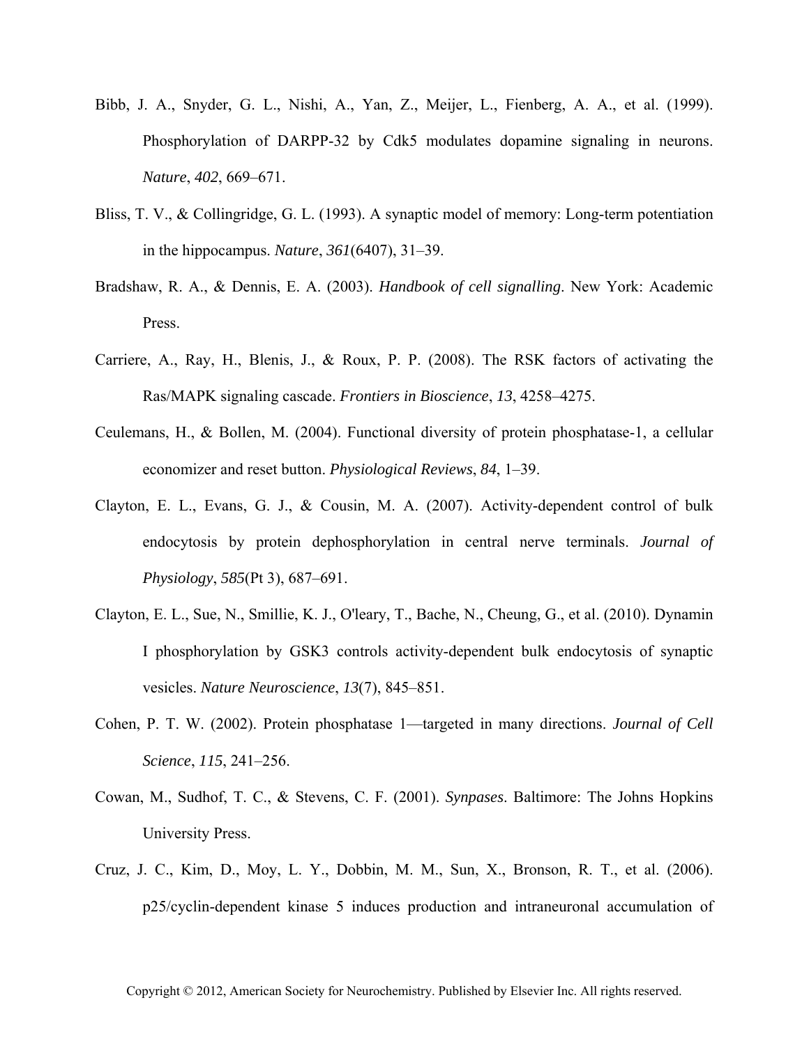Bibb, J. A., Snyder, G. L., Nishi, A., Yan, Z., Meijer, L., Fienberg, A. A., et al. (1999). Phosphorylation of DARPP-32 by Cdk5 modulates dopamine signaling in neurons. *Nature*, *402*, 669–671.

Bliss, T. V., & Collingridge, G. L. (1993). A synaptic model of memory: Long-term potentiation in the hippocampus. *Nature*, *361*(6407), 31–39.

Bradshaw, R. A., & Dennis, E. A. (2003). *Handbook of cell signalling*. New York: Academic Press.

Carriere, A., Ray, H., Blenis, J., & Roux, P. P. (2008). The RSK factors of activating the Ras/MAPK signaling cascade. *Frontiers in Bioscience*, *13*, 4258–4275.

Ceulemans, H., & Bollen, M. (2004). Functional diversity of protein phosphatase-1, a cellular economizer and reset button. *Physiological Reviews*, *84*, 1–39.

Clayton, E. L., Evans, G. J., & Cousin, M. A. (2007). Activity-dependent control of bulk endocytosis by protein dephosphorylation in central nerve terminals. *Journal of Physiology*, *585*(Pt 3), 687–691.

Clayton, E. L., Sue, N., Smillie, K. J., O'leary, T., Bache, N., Cheung, G., et al. (2010). Dynamin I phosphorylation by GSK3 controls activity-dependent bulk endocytosis of synaptic vesicles. *Nature Neuroscience*, *13*(7), 845–851.

Cohen, P. T. W. (2002). Protein phosphatase 1—targeted in many directions. *Journal of Cell Science*, *115*, 241–256.

Cowan, M., Sudhof, T. C., & Stevens, C. F. (2001). *Synpases*. Baltimore: The Johns Hopkins University Press.

Cruz, J. C., Kim, D., Moy, L. Y., Dobbin, M. M., Sun, X., Bronson, R. T., et al. (2006). p25/cyclin-dependent kinase 5 induces production and intraneuronal accumulation of

Copyright © 2012, American Society for Neurochemistry. Published by Elsevier Inc. All rights reserved.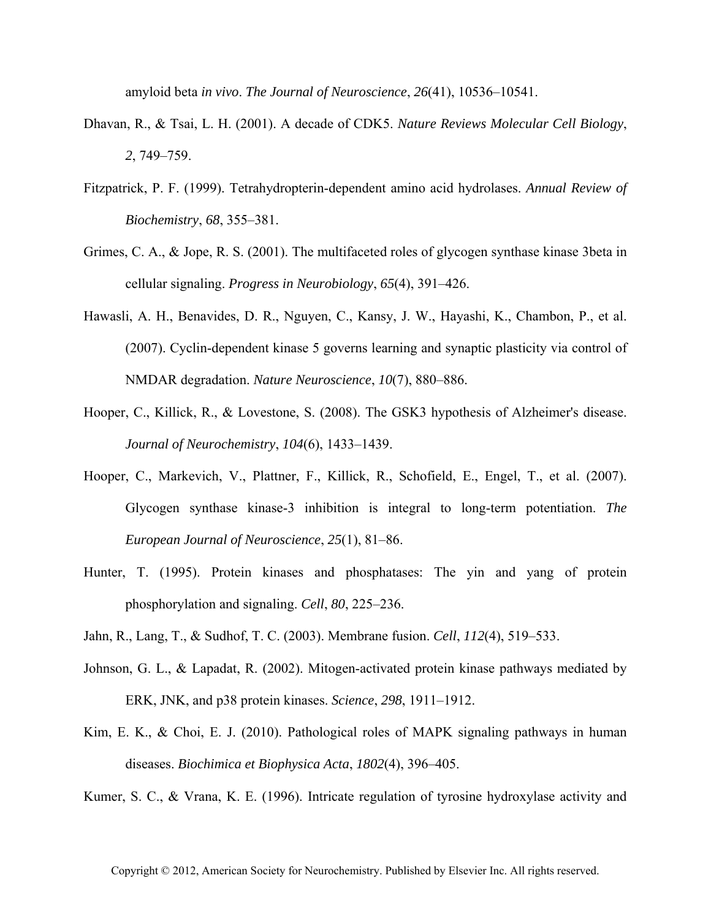amyloid beta *in vivo*. *The Journal of Neuroscience*, *26*(41), 10536–10541.

Dhavan, R., & Tsai, L. H. (2001). A decade of CDK5. *Nature Reviews Molecular Cell Biology*, *2*, 749–759.

Fitzpatrick, P. F. (1999). Tetrahydropterin-dependent amino acid hydrolases. *Annual Review of Biochemistry*, *68*, 355–381.

Grimes, C. A., & Jope, R. S. (2001). The multifaceted roles of glycogen synthase kinase 3beta in cellular signaling. *Progress in Neurobiology*, *65*(4), 391–426.

Hawasli, A. H., Benavides, D. R., Nguyen, C., Kansy, J. W., Hayashi, K., Chambon, P., et al. (2007). Cyclin-dependent kinase 5 governs learning and synaptic plasticity via control of NMDAR degradation. *Nature Neuroscience*, *10*(7), 880–886.

Hooper, C., Killick, R., & Lovestone, S. (2008). The GSK3 hypothesis of Alzheimer's disease. *Journal of Neurochemistry*, *104*(6), 1433–1439.

Hooper, C., Markevich, V., Plattner, F., Killick, R., Schofield, E., Engel, T., et al. (2007). Glycogen synthase kinase-3 inhibition is integral to long-term potentiation. *The European Journal of Neuroscience*, *25*(1), 81–86.

Hunter, T. (1995). Protein kinases and phosphatases: The yin and yang of protein phosphorylation and signaling. *Cell*, *80*, 225–236.

Jahn, R., Lang, T., & Sudhof, T. C. (2003). Membrane fusion. *Cell*, *112*(4), 519–533.

Johnson, G. L., & Lapadat, R. (2002). Mitogen-activated protein kinase pathways mediated by ERK, JNK, and p38 protein kinases. *Science*, *298*, 1911–1912.

Kim, E. K., & Choi, E. J. (2010). Pathological roles of MAPK signaling pathways in human diseases. *Biochimica et Biophysica Acta*, *1802*(4), 396–405.

Kumer, S. C., & Vrana, K. E. (1996). Intricate regulation of tyrosine hydroxylase activity and

Copyright © 2012, American Society for Neurochemistry. Published by Elsevier Inc. All rights reserved.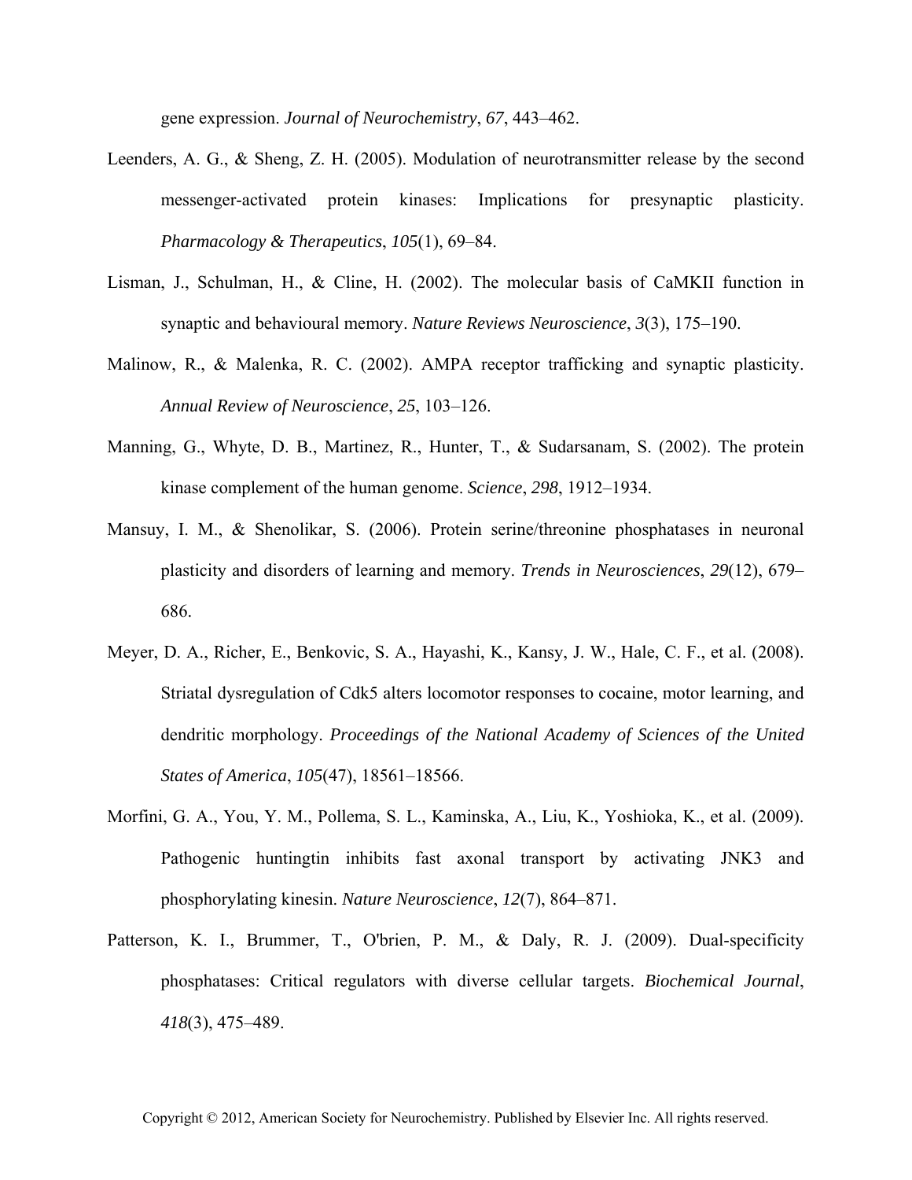gene expression. *Journal of Neurochemistry*, *67*, 443–462.

Leenders, A. G., & Sheng, Z. H. (2005). Modulation of neurotransmitter release by the second messenger-activated protein kinases: Implications for presynaptic plasticity. *Pharmacology & Therapeutics*, *105*(1), 69–84.

Lisman, J., Schulman, H., & Cline, H. (2002). The molecular basis of CaMKII function in synaptic and behavioural memory. *Nature Reviews Neuroscience*, *3*(3), 175–190.

Malinow, R., & Malenka, R. C. (2002). AMPA receptor trafficking and synaptic plasticity. *Annual Review of Neuroscience*, *25*, 103–126.

Manning, G., Whyte, D. B., Martinez, R., Hunter, T., & Sudarsanam, S. (2002). The protein kinase complement of the human genome. *Science*, *298*, 1912–1934.

Mansuy, I. M., & Shenolikar, S. (2006). Protein serine/threonine phosphatases in neuronal plasticity and disorders of learning and memory. *Trends in Neurosciences*, *29*(12), 679–686.

Meyer, D. A., Richer, E., Benkovic, S. A., Hayashi, K., Kansy, J. W., Hale, C. F., et al. (2008). Striatal dysregulation of Cdk5 alters locomotor responses to cocaine, motor learning, and dendritic morphology. *Proceedings of the National Academy of Sciences of the United States of America*, *105*(47), 18561–18566.

Morfini, G. A., You, Y. M., Pollema, S. L., Kaminska, A., Liu, K., Yoshioka, K., et al. (2009). Pathogenic huntingtin inhibits fast axonal transport by activating JNK3 and phosphorylating kinesin. *Nature Neuroscience*, *12*(7), 864–871.

Patterson, K. I., Brummer, T., O'brien, P. M., & Daly, R. J. (2009). Dual-specificity phosphatases: Critical regulators with diverse cellular targets. *Biochemical Journal*, *418*(3), 475–489.

Copyright © 2012, American Society for Neurochemistry. Published by Elsevier Inc. All rights reserved.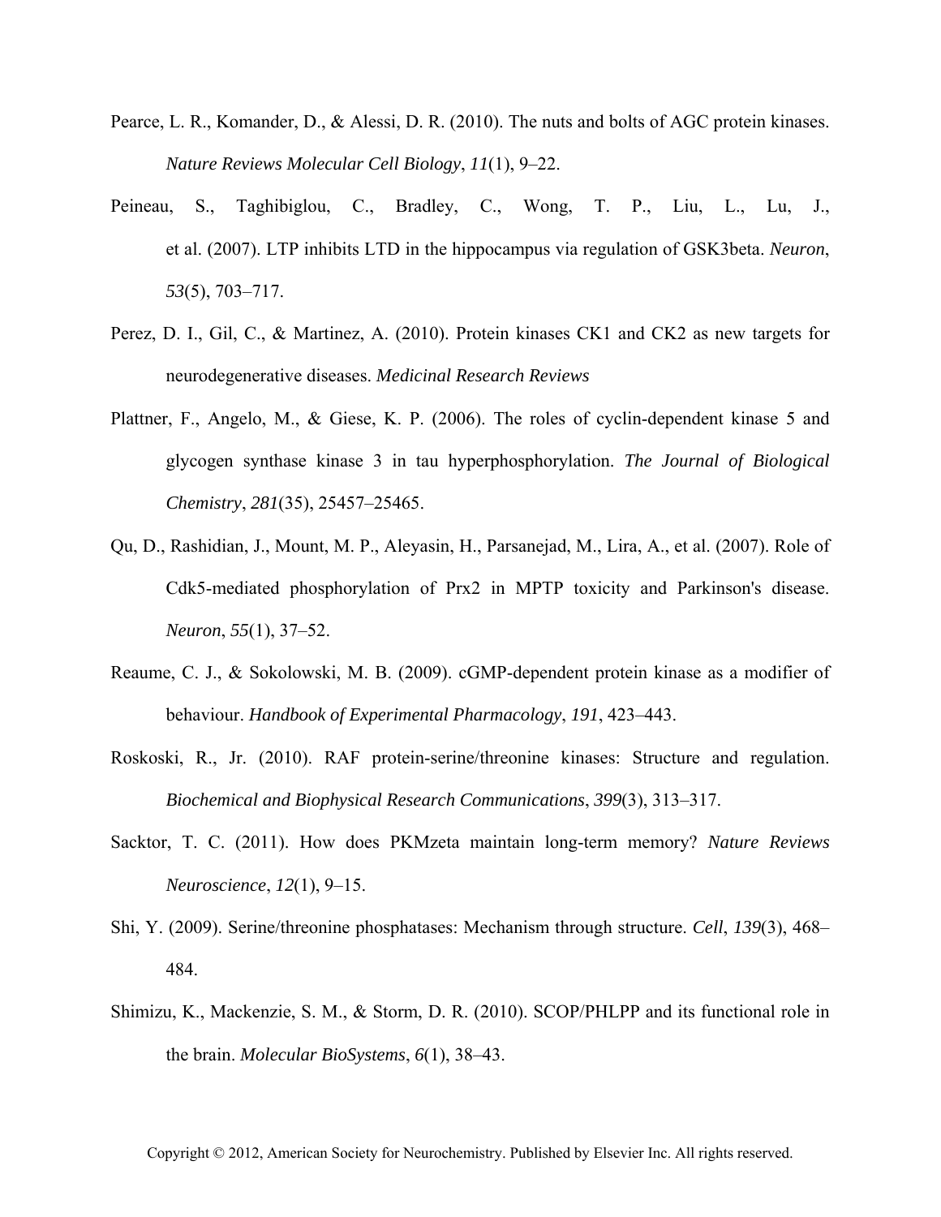Pearce, L. R., Komander, D., & Alessi, D. R. (2010). The nuts and bolts of AGC protein kinases. *Nature Reviews Molecular Cell Biology*, *11*(1), 9–22.

Peineau, S., Taghibiglou, C., Bradley, C., Wong, T. P., Liu, L., Lu, J., et al. (2007). LTP inhibits LTD in the hippocampus via regulation of GSK3beta. *Neuron*, *53*(5), 703–717.

Perez, D. I., Gil, C., & Martinez, A. (2010). Protein kinases CK1 and CK2 as new targets for neurodegenerative diseases. *Medicinal Research Reviews*

Plattner, F., Angelo, M., & Giese, K. P. (2006). The roles of cyclin-dependent kinase 5 and glycogen synthase kinase 3 in tau hyperphosphorylation. *The Journal of Biological Chemistry*, *281*(35), 25457–25465.

Qu, D., Rashidian, J., Mount, M. P., Aleyasin, H., Parsanejad, M., Lira, A., et al. (2007). Role of Cdk5-mediated phosphorylation of Prx2 in MPTP toxicity and Parkinson's disease. *Neuron*, *55*(1), 37–52.

Reaume, C. J., & Sokolowski, M. B. (2009). cGMP-dependent protein kinase as a modifier of behaviour. *Handbook of Experimental Pharmacology*, *191*, 423–443.

Roskoski, R., Jr. (2010). RAF protein-serine/threonine kinases: Structure and regulation. *Biochemical and Biophysical Research Communications*, *399*(3), 313–317.

Sacktor, T. C. (2011). How does PKMzeta maintain long-term memory? *Nature Reviews Neuroscience*, *12*(1), 9–15.

Shi, Y. (2009). Serine/threonine phosphatases: Mechanism through structure. *Cell*, *139*(3), 468–484.

Shimizu, K., Mackenzie, S. M., & Storm, D. R. (2010). SCOP/PHLPP and its functional role in the brain. *Molecular BioSystems*, *6*(1), 38–43.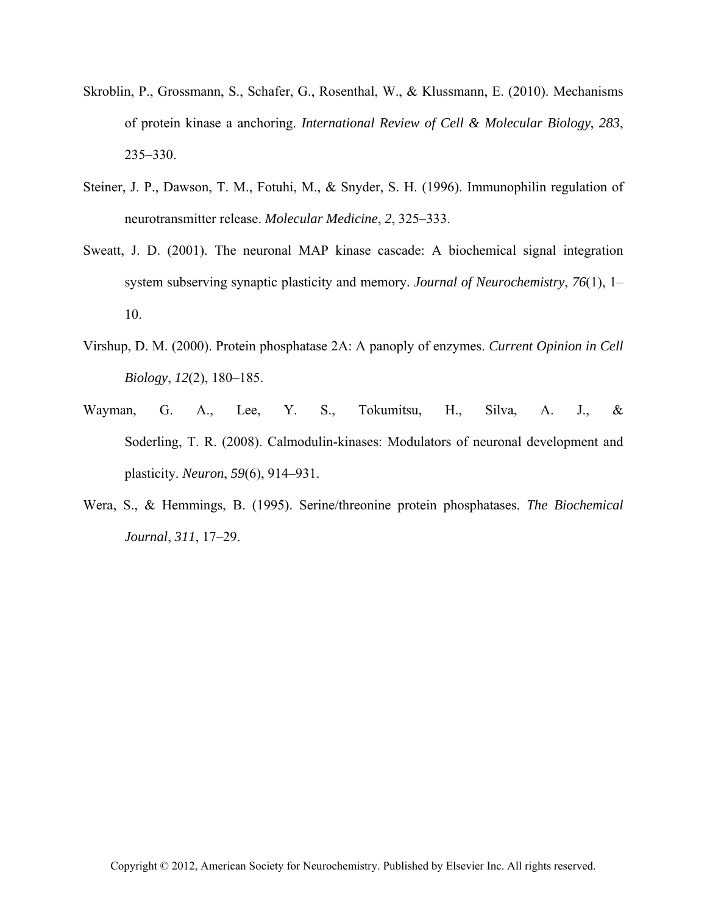Skroblin, P., Grossmann, S., Schafer, G., Rosenthal, W., & Klussmann, E. (2010). Mechanisms of protein kinase a anchoring. *International Review of Cell & Molecular Biology*, *283*, 235–330.

Steiner, J. P., Dawson, T. M., Fotuhi, M., & Snyder, S. H. (1996). Immunophilin regulation of neurotransmitter release. *Molecular Medicine*, *2*, 325–333.

Sweatt, J. D. (2001). The neuronal MAP kinase cascade: A biochemical signal integration system subserving synaptic plasticity and memory. *Journal of Neurochemistry*, *76*(1), 1–10.

Virshup, D. M. (2000). Protein phosphatase 2A: A panoply of enzymes. *Current Opinion in Cell Biology*, *12*(2), 180–185.

Wayman, G. A., Lee, Y. S., Tokumitsu, H., Silva, A. J., & Soderling, T. R. (2008). Calmodulin-kinases: Modulators of neuronal development and plasticity. *Neuron*, *59*(6), 914–931.

Wera, S., & Hemmings, B. (1995). Serine/threonine protein phosphatases. *The Biochemical Journal*, *311*, 17–29.

Copyright © 2012, American Society for Neurochemistry. Published by Elsevier Inc. All rights reserved.